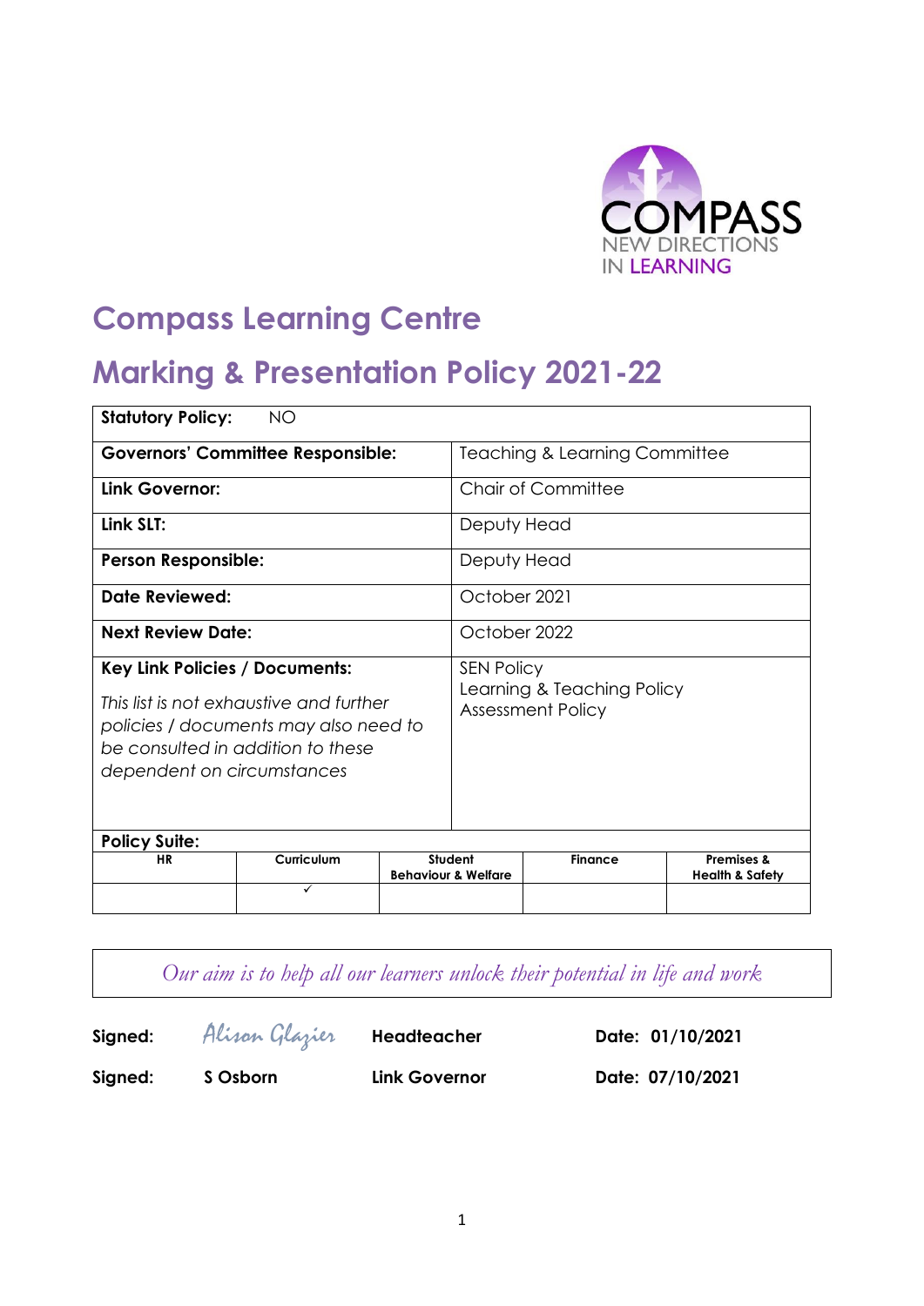COMPASS
NEW DIRECTIONS
IN LEARNING

# Compass Learning Centre

# Marking & Presentation Policy 2021-22

| **Statutory Policy:** NO | |
|---|---|
| **Governors' Committee Responsible:** | Teaching & Learning Committee |
| **Link Governor:** | Chair of Committee |
| **Link SLT:** | Deputy Head |
| **Person Responsible:** | Deputy Head |
| **Date Reviewed:** | October 2021 |
| **Next Review Date:** | October 2022 |
| **Key Link Policies / Documents:** *This list is not exhaustive and further policies / documents may also need to be consulted in addition to these dependent on circumstances* | SEN Policy<br>Learning & Teaching Policy<br>Assessment Policy |

**Policy Suite:**

| HR | Curriculum | Student Behaviour & Welfare | Finance | Premises & Health & Safety |
|---|---|---|---|---|
| | ✓ | | | |

*Our aim is to help all our learners unlock their potential in life and work*

| | | | |
|---|---|---|---|
| **Signed:** | Alison Glazier | **Headteacher** | **Date: 01/10/2021** |
| **Signed:** | **S Osborn** | **Link Governor** | **Date: 07/10/2021** |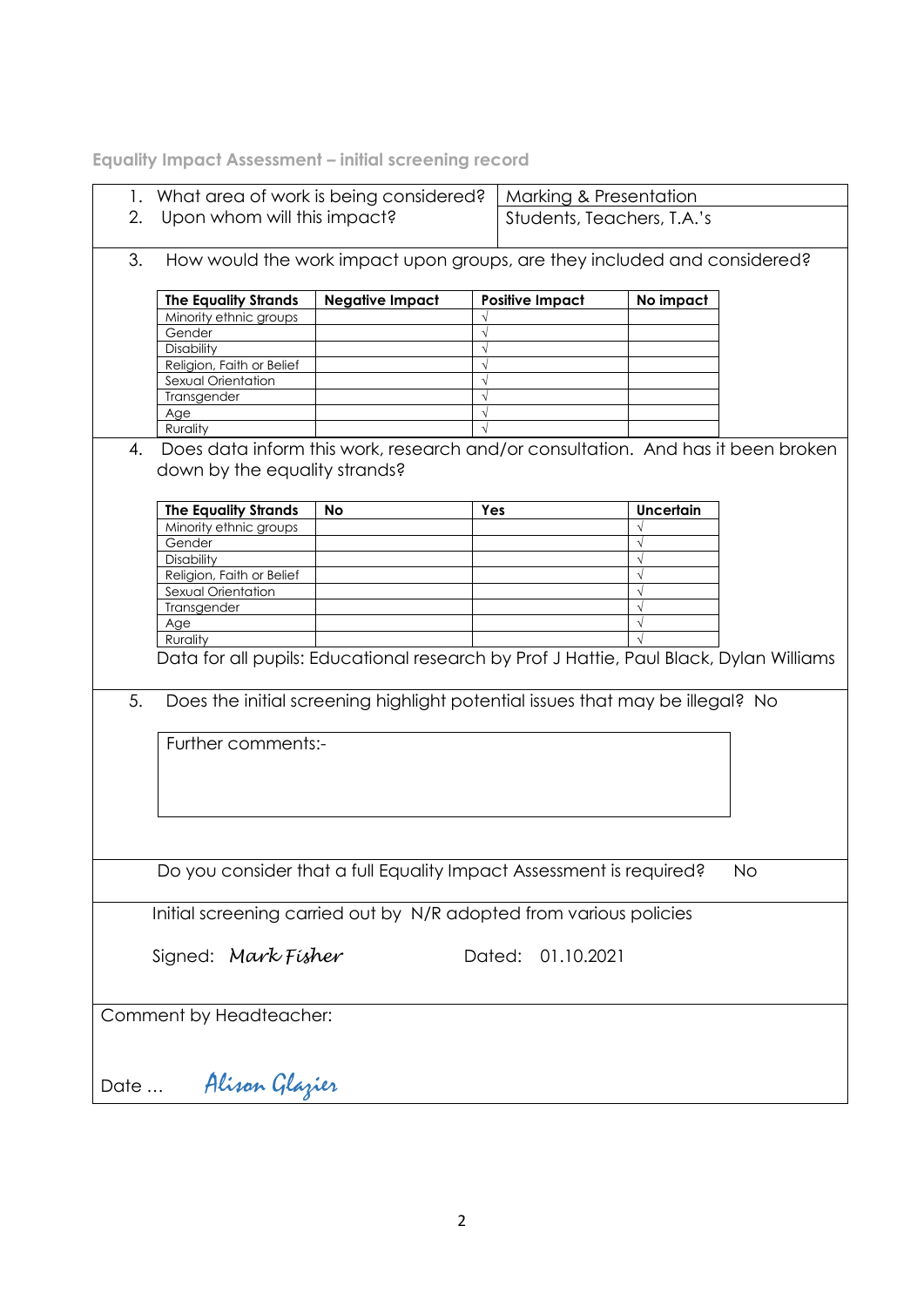## Equality Impact Assessment – initial screening record

1. What area of work is being considered? Marking & Presentation
2. Upon whom will this impact? Students, Teachers, T.A.'s

3. How would the work impact upon groups, are they included and considered?

| The Equality Strands | Negative Impact | Positive Impact | No impact |
|---|---|---|---|
| Minority ethnic groups | | √ | |
| Gender | | √ | |
| Disability | | √ | |
| Religion, Faith or Belief | | √ | |
| Sexual Orientation | | √ | |
| Transgender | | √ | |
| Age | | √ | |
| Rurality | | √ | |

4. Does data inform this work, research and/or consultation. And has it been broken down by the equality strands?

| The Equality Strands | No | Yes | Uncertain |
|---|---|---|---|
| Minority ethnic groups | | | √ |
| Gender | | | √ |
| Disability | | | √ |
| Religion, Faith or Belief | | | √ |
| Sexual Orientation | | | √ |
| Transgender | | | √ |
| Age | | | √ |
| Rurality | | | √ |

Data for all pupils: Educational research by Prof J Hattie, Paul Black, Dylan Williams

5. Does the initial screening highlight potential issues that may be illegal? No

Further comments:-

Do you consider that a full Equality Impact Assessment is required? No

Initial screening carried out by N/R adopted from various policies

Signed: *Mark Fisher* Dated: 01.10.2021

Comment by Headteacher:

Date … *Alison Glazier*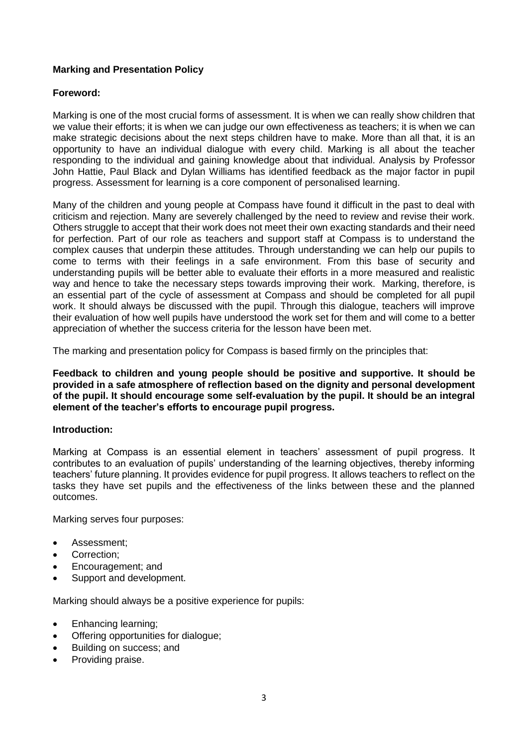**Marking and Presentation Policy**

**Foreword:**

Marking is one of the most crucial forms of assessment. It is when we can really show children that we value their efforts; it is when we can judge our own effectiveness as teachers; it is when we can make strategic decisions about the next steps children have to make. More than all that, it is an opportunity to have an individual dialogue with every child. Marking is all about the teacher responding to the individual and gaining knowledge about that individual. Analysis by Professor John Hattie, Paul Black and Dylan Williams has identified feedback as the major factor in pupil progress. Assessment for learning is a core component of personalised learning.

Many of the children and young people at Compass have found it difficult in the past to deal with criticism and rejection. Many are severely challenged by the need to review and revise their work. Others struggle to accept that their work does not meet their own exacting standards and their need for perfection. Part of our role as teachers and support staff at Compass is to understand the complex causes that underpin these attitudes. Through understanding we can help our pupils to come to terms with their feelings in a safe environment. From this base of security and understanding pupils will be better able to evaluate their efforts in a more measured and realistic way and hence to take the necessary steps towards improving their work. Marking, therefore, is an essential part of the cycle of assessment at Compass and should be completed for all pupil work. It should always be discussed with the pupil. Through this dialogue, teachers will improve their evaluation of how well pupils have understood the work set for them and will come to a better appreciation of whether the success criteria for the lesson have been met.

The marking and presentation policy for Compass is based firmly on the principles that:

**Feedback to children and young people should be positive and supportive. It should be provided in a safe atmosphere of reflection based on the dignity and personal development of the pupil. It should encourage some self-evaluation by the pupil. It should be an integral element of the teacher's efforts to encourage pupil progress.**

**Introduction:**

Marking at Compass is an essential element in teachers' assessment of pupil progress. It contributes to an evaluation of pupils' understanding of the learning objectives, thereby informing teachers' future planning. It provides evidence for pupil progress. It allows teachers to reflect on the tasks they have set pupils and the effectiveness of the links between these and the planned outcomes.

Marking serves four purposes:

- Assessment;
- Correction;
- Encouragement; and
- Support and development.

Marking should always be a positive experience for pupils:

- Enhancing learning;
- Offering opportunities for dialogue;
- Building on success; and
- Providing praise.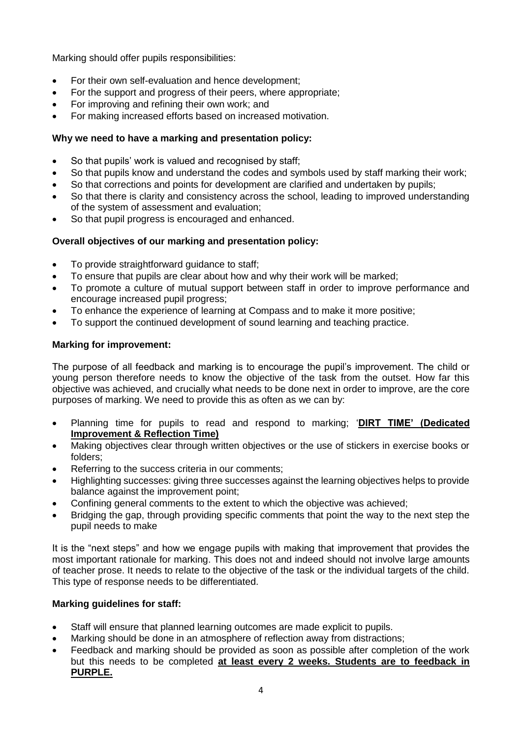Marking should offer pupils responsibilities:

- For their own self-evaluation and hence development;
- For the support and progress of their peers, where appropriate;
- For improving and refining their own work; and
- For making increased efforts based on increased motivation.

**Why we need to have a marking and presentation policy:**

- So that pupils' work is valued and recognised by staff;
- So that pupils know and understand the codes and symbols used by staff marking their work;
- So that corrections and points for development are clarified and undertaken by pupils;
- So that there is clarity and consistency across the school, leading to improved understanding of the system of assessment and evaluation;
- So that pupil progress is encouraged and enhanced.

**Overall objectives of our marking and presentation policy:**

- To provide straightforward guidance to staff;
- To ensure that pupils are clear about how and why their work will be marked;
- To promote a culture of mutual support between staff in order to improve performance and encourage increased pupil progress;
- To enhance the experience of learning at Compass and to make it more positive;
- To support the continued development of sound learning and teaching practice.

**Marking for improvement:**

The purpose of all feedback and marking is to encourage the pupil's improvement. The child or young person therefore needs to know the objective of the task from the outset. How far this objective was achieved, and crucially what needs to be done next in order to improve, are the core purposes of marking. We need to provide this as often as we can by:

- Planning time for pupils to read and respond to marking; '**<u>DIRT TIME' (Dedicated Improvement & Reflection Time)</u>**
- Making objectives clear through written objectives or the use of stickers in exercise books or folders;
- Referring to the success criteria in our comments;
- Highlighting successes: giving three successes against the learning objectives helps to provide balance against the improvement point;
- Confining general comments to the extent to which the objective was achieved;
- Bridging the gap, through providing specific comments that point the way to the next step the pupil needs to make

It is the "next steps" and how we engage pupils with making that improvement that provides the most important rationale for marking. This does not and indeed should not involve large amounts of teacher prose. It needs to relate to the objective of the task or the individual targets of the child. This type of response needs to be differentiated.

**Marking guidelines for staff:**

- Staff will ensure that planned learning outcomes are made explicit to pupils.
- Marking should be done in an atmosphere of reflection away from distractions;
- Feedback and marking should be provided as soon as possible after completion of the work but this needs to be completed **<u>at least every 2 weeks. Students are to feedback in PURPLE.</u>**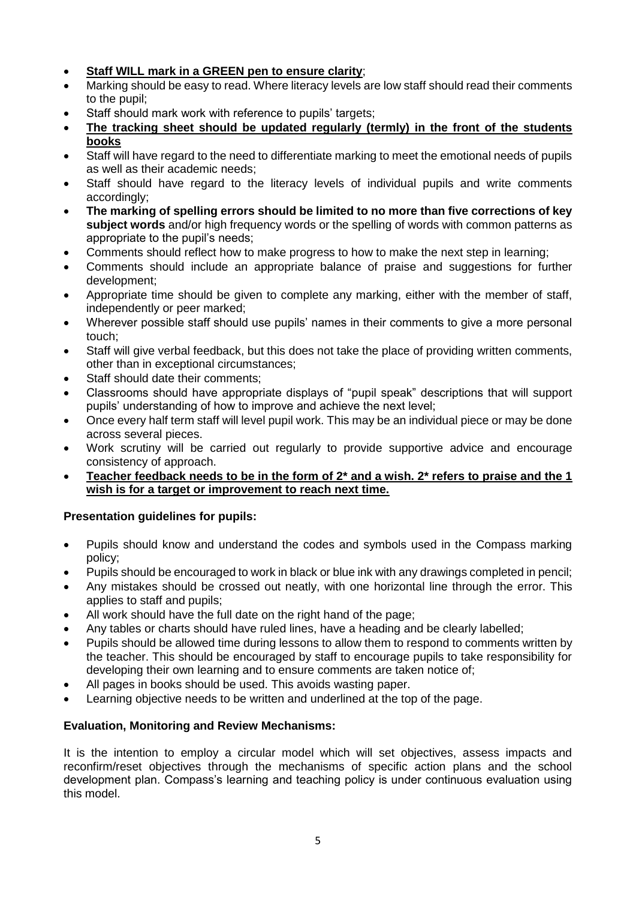- **<u>Staff WILL mark in a GREEN pen to ensure clarity</u>**;
- Marking should be easy to read. Where literacy levels are low staff should read their comments to the pupil;
- Staff should mark work with reference to pupils' targets;
- **<u>The tracking sheet should be updated regularly (termly) in the front of the students books</u>**
- Staff will have regard to the need to differentiate marking to meet the emotional needs of pupils as well as their academic needs;
- Staff should have regard to the literacy levels of individual pupils and write comments accordingly;
- **The marking of spelling errors should be limited to no more than five corrections of key subject words** and/or high frequency words or the spelling of words with common patterns as appropriate to the pupil's needs;
- Comments should reflect how to make progress to how to make the next step in learning;
- Comments should include an appropriate balance of praise and suggestions for further development;
- Appropriate time should be given to complete any marking, either with the member of staff, independently or peer marked;
- Wherever possible staff should use pupils' names in their comments to give a more personal touch;
- Staff will give verbal feedback, but this does not take the place of providing written comments, other than in exceptional circumstances;
- Staff should date their comments;
- Classrooms should have appropriate displays of "pupil speak" descriptions that will support pupils' understanding of how to improve and achieve the next level;
- Once every half term staff will level pupil work. This may be an individual piece or may be done across several pieces.
- Work scrutiny will be carried out regularly to provide supportive advice and encourage consistency of approach.
- **<u>Teacher feedback needs to be in the form of 2* and a wish. 2* refers to praise and the 1 wish is for a target or improvement to reach next time.</u>**

**Presentation guidelines for pupils:**

- Pupils should know and understand the codes and symbols used in the Compass marking policy;
- Pupils should be encouraged to work in black or blue ink with any drawings completed in pencil;
- Any mistakes should be crossed out neatly, with one horizontal line through the error. This applies to staff and pupils;
- All work should have the full date on the right hand of the page;
- Any tables or charts should have ruled lines, have a heading and be clearly labelled;
- Pupils should be allowed time during lessons to allow them to respond to comments written by the teacher. This should be encouraged by staff to encourage pupils to take responsibility for developing their own learning and to ensure comments are taken notice of;
- All pages in books should be used. This avoids wasting paper.
- Learning objective needs to be written and underlined at the top of the page.

**Evaluation, Monitoring and Review Mechanisms:**

It is the intention to employ a circular model which will set objectives, assess impacts and reconfirm/reset objectives through the mechanisms of specific action plans and the school development plan. Compass's learning and teaching policy is under continuous evaluation using this model.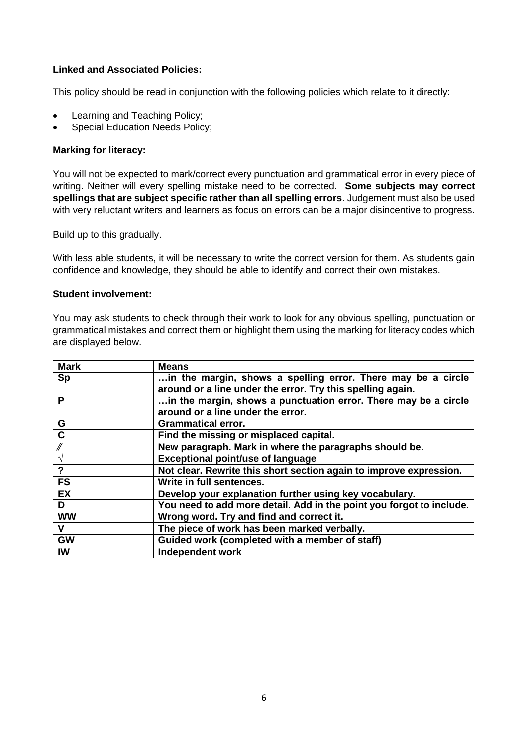**Linked and Associated Policies:**

This policy should be read in conjunction with the following policies which relate to it directly:

- Learning and Teaching Policy;
- Special Education Needs Policy;

**Marking for literacy:**

You will not be expected to mark/correct every punctuation and grammatical error in every piece of writing. Neither will every spelling mistake need to be corrected. **Some subjects may correct spellings that are subject specific rather than all spelling errors**. Judgement must also be used with very reluctant writers and learners as focus on errors can be a major disincentive to progress.

Build up to this gradually.

With less able students, it will be necessary to write the correct version for them. As students gain confidence and knowledge, they should be able to identify and correct their own mistakes.

**Student involvement:**

You may ask students to check through their work to look for any obvious spelling, punctuation or grammatical mistakes and correct them or highlight them using the marking for literacy codes which are displayed below.

| **Mark** | **Means** |
|---|---|
| **Sp** | **…in the margin, shows a spelling error. There may be a circle around or a line under the error. Try this spelling again.** |
| **P** | **…in the margin, shows a punctuation error. There may be a circle around or a line under the error.** |
| **G** | **Grammatical error.** |
| **C** | **Find the missing or misplaced capital.** |
| // | **New paragraph. Mark in where the paragraphs should be.** |
| √ | **Exceptional point/use of language** |
| **?** | **Not clear. Rewrite this short section again to improve expression.** |
| **FS** | **Write in full sentences.** |
| **EX** | **Develop your explanation further using key vocabulary.** |
| **D** | **You need to add more detail. Add in the point you forgot to include.** |
| **WW** | **Wrong word. Try and find and correct it.** |
| **V** | **The piece of work has been marked verbally.** |
| **GW** | **Guided work (completed with a member of staff)** |
| **IW** | **Independent work** |